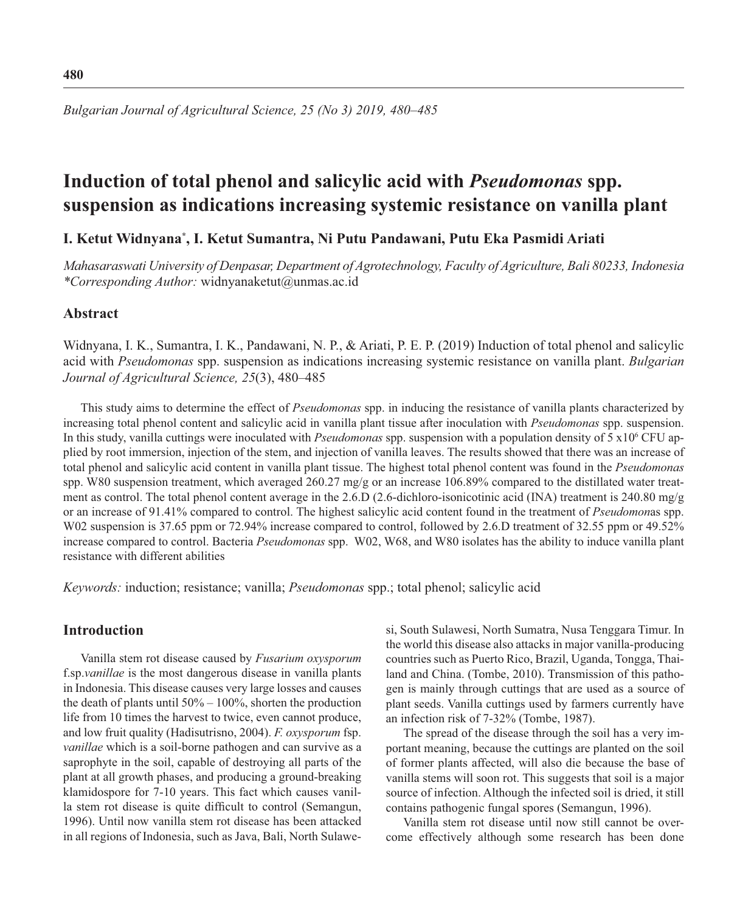# Induction of total phenol and salicylic acid with *Pseudomonas* spp. suspension as indications increasing systemic resistance on vanilla plant

**I. Ketut Widnyana[*], I. Ketut Sumantra, Ni Putu Pandawani, Putu Eka Pasmidi Ariati**

*Mahasaraswati University of Denpasar, Department of Agrotechnology, Faculty of Agriculture, Bali 80233, Indonesia*
*\*Corresponding Author:* widnyanaketut@unmas.ac.id

## Abstract

Widnyana, I. K., Sumantra, I. K., Pandawani, N. P., & Ariati, P. E. P. (2019) Induction of total phenol and salicylic acid with *Pseudomonas* spp. suspension as indications increasing systemic resistance on vanilla plant. *Bulgarian Journal of Agricultural Science, 25*(3), 480–485

This study aims to determine the effect of *Pseudomonas* spp. in inducing the resistance of vanilla plants characterized by increasing total phenol content and salicylic acid in vanilla plant tissue after inoculation with *Pseudomonas* spp. suspension. In this study, vanilla cuttings were inoculated with *Pseudomonas* spp. suspension with a population density of 5 x$10^6$ CFU applied by root immersion, injection of the stem, and injection of vanilla leaves. The results showed that there was an increase of total phenol and salicylic acid content in vanilla plant tissue. The highest total phenol content was found in the *Pseudomonas* spp. W80 suspension treatment, which averaged 260.27 mg/g or an increase 106.89% compared to the distilled water treatment as control. The total phenol content average in the 2.6.D (2.6-dichloro-isonicotinic acid (INA) treatment is 240.80 mg/g or an increase of 91.41% compared to control. The highest salicylic acid content found in the treatment of *Pseudomon*as spp. W02 suspension is 37.65 ppm or 72.94% increase compared to control, followed by 2.6.D treatment of 32.55 ppm or 49.52% increase compared to control. Bacteria *Pseudomonas* spp. W02, W68, and W80 isolates has the ability to induce vanilla plant resistance with different abilities

*Keywords:* induction; resistance; vanilla; *Pseudomonas* spp.; total phenol; salicylic acid

## Introduction

Vanilla stem rot disease caused by *Fusarium oxysporum* f.sp.*vanillae* is the most dangerous disease in vanilla plants in Indonesia. This disease causes very large losses and causes the death of plants until 50% – 100%, shorten the production life from 10 times the harvest to twice, even cannot produce, and low fruit quality (Hadisutrisno, 2004). *F. oxysporum* fsp. *vanillae* which is a soil-borne pathogen and can survive as a saprophyte in the soil, capable of destroying all parts of the plant at all growth phases, and producing a ground-breaking klamidospore for 7-10 years. This fact which causes vanilla stem rot disease is quite difficult to control (Semangun, 1996). Until now vanilla stem rot disease has been attacked in all regions of Indonesia, such as Java, Bali, North Sulawesi, South Sulawesi, North Sumatra, Nusa Tenggara Timur. In the world this disease also attacks in major vanilla-producing countries such as Puerto Rico, Brazil, Uganda, Tongga, Thailand and China. (Tombe, 2010). Transmission of this pathogen is mainly through cuttings that are used as a source of plant seeds. Vanilla cuttings used by farmers currently have an infection risk of 7-32% (Tombe, 1987).

The spread of the disease through the soil has a very important meaning, because the cuttings are planted on the soil of former plants affected, will also die because the base of vanilla stems will soon rot. This suggests that soil is a major source of infection. Although the infected soil is dried, it still contains pathogenic fungal spores (Semangun, 1996).

Vanilla stem rot disease until now still cannot be overcome effectively although some research has been done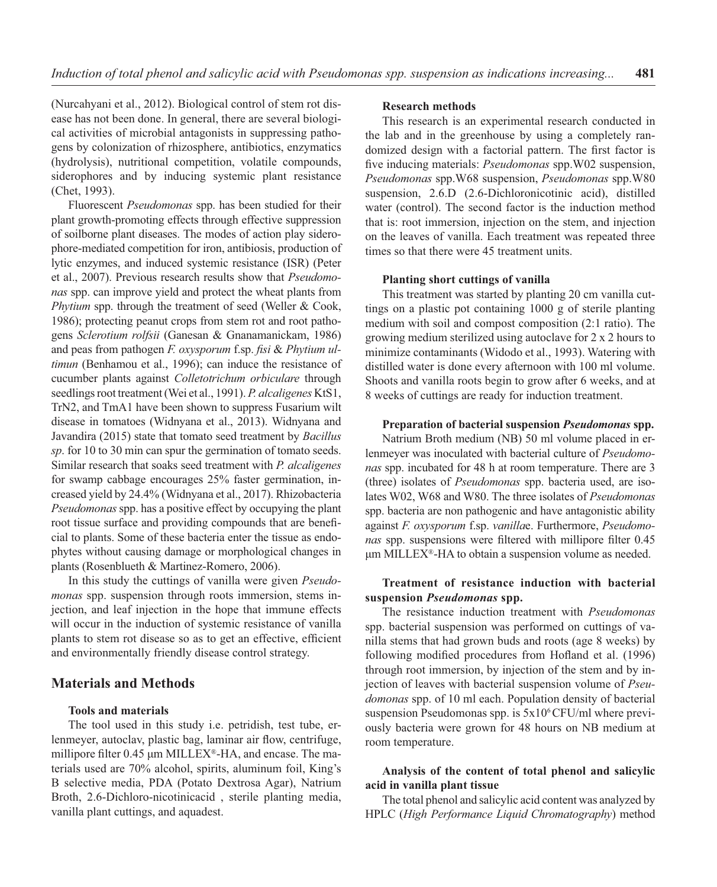(Nurcahyani et al., 2012). Biological control of stem rot disease has not been done. In general, there are several biological activities of microbial antagonists in suppressing pathogens by colonization of rhizosphere, antibiotics, enzymatics (hydrolysis), nutritional competition, volatile compounds, siderophores and by inducing systemic plant resistance (Chet, 1993).

Fluorescent *Pseudomonas* spp. has been studied for their plant growth-promoting effects through effective suppression of soilborne plant diseases. The modes of action play siderophore-mediated competition for iron, antibiosis, production of lytic enzymes, and induced systemic resistance (ISR) (Peter et al., 2007). Previous research results show that *Pseudomonas* spp. can improve yield and protect the wheat plants from *Phytium* spp. through the treatment of seed (Weller & Cook, 1986); protecting peanut crops from stem rot and root pathogens *Sclerotium rolfsii* (Ganesan & Gnanamanickam, 1986) and peas from pathogen *F. oxysporum* f.sp. *fisi* & *Phytium ultimun* (Benhamou et al., 1996); can induce the resistance of cucumber plants against *Colletotrichum orbiculare* through seedlings root treatment (Wei et al., 1991). *P. alcaligenes* KtS1, TrN2, and TmA1 have been shown to suppress Fusarium wilt disease in tomatoes (Widnyana et al., 2013). Widnyana and Javandira (2015) state that tomato seed treatment by *Bacillus sp*. for 10 to 30 min can spur the germination of tomato seeds. Similar research that soaks seed treatment with *P. alcaligenes* for swamp cabbage encourages 25% faster germination, increased yield by 24.4% (Widnyana et al., 2017). Rhizobacteria *Pseudomonas* spp. has a positive effect by occupying the plant root tissue surface and providing compounds that are beneficial to plants. Some of these bacteria enter the tissue as endophytes without causing damage or morphological changes in plants (Rosenblueth & Martinez-Romero, 2006).

In this study the cuttings of vanilla were given *Pseudomonas* spp. suspension through roots immersion, stems injection, and leaf injection in the hope that immune effects will occur in the induction of systemic resistance of vanilla plants to stem rot disease so as to get an effective, efficient and environmentally friendly disease control strategy.

## Materials and Methods

### Tools and materials

The tool used in this study i.e. petridish, test tube, erlenmeyer, autoclav, plastic bag, laminar air flow, centrifuge, millipore filter 0.45 μm MILLEX®-HA, and encase. The materials used are 70% alcohol, spirits, aluminum foil, King's B selective media, PDA (Potato Dextrosa Agar), Natrium Broth, 2.6-Dichloro-nicotinicacid , sterile planting media, vanilla plant cuttings, and aquadest.

### Research methods

This research is an experimental research conducted in the lab and in the greenhouse by using a completely randomized design with a factorial pattern. The first factor is five inducing materials: *Pseudomonas* spp.W02 suspension, *Pseudomonas* spp.W68 suspension, *Pseudomonas* spp.W80 suspension, 2.6.D (2.6-Dichloronicotinic acid), distilled water (control). The second factor is the induction method that is: root immersion, injection on the stem, and injection on the leaves of vanilla. Each treatment was repeated three times so that there were 45 treatment units.

### Planting short cuttings of vanilla

This treatment was started by planting 20 cm vanilla cuttings on a plastic pot containing 1000 g of sterile planting medium with soil and compost composition (2:1 ratio). The growing medium sterilized using autoclave for 2 x 2 hours to minimize contaminants (Widodo et al., 1993). Watering with distilled water is done every afternoon with 100 ml volume. Shoots and vanilla roots begin to grow after 6 weeks, and at 8 weeks of cuttings are ready for induction treatment.

### Preparation of bacterial suspension *Pseudomonas* spp.

Natrium Broth medium (NB) 50 ml volume placed in erlenmeyer was inoculated with bacterial culture of *Pseudomonas* spp. incubated for 48 h at room temperature. There are 3 (three) isolates of *Pseudomonas* spp. bacteria used, are isolates W02, W68 and W80. The three isolates of *Pseudomonas* spp. bacteria are non pathogenic and have antagonistic ability against *F. oxysporum* f.sp. *vanilla*e. Furthermore, *Pseudomonas* spp. suspensions were filtered with millipore filter 0.45 μm MILLEX®-HA to obtain a suspension volume as needed.

### Treatment of resistance induction with bacterial suspension *Pseudomonas* spp.

The resistance induction treatment with *Pseudomonas* spp. bacterial suspension was performed on cuttings of vanilla stems that had grown buds and roots (age 8 weeks) by following modified procedures from Hofland et al. (1996) through root immersion, by injection of the stem and by injection of leaves with bacterial suspension volume of *Pseudomonas* spp. of 10 ml each. Population density of bacterial suspension Pseudomonas spp. is $5 \times 10^6$ CFU/ml where previously bacteria were grown for 48 hours on NB medium at room temperature.

### Analysis of the content of total phenol and salicylic acid in vanilla plant tissue

The total phenol and salicylic acid content was analyzed by HPLC (*High Performance Liquid Chromatography*) method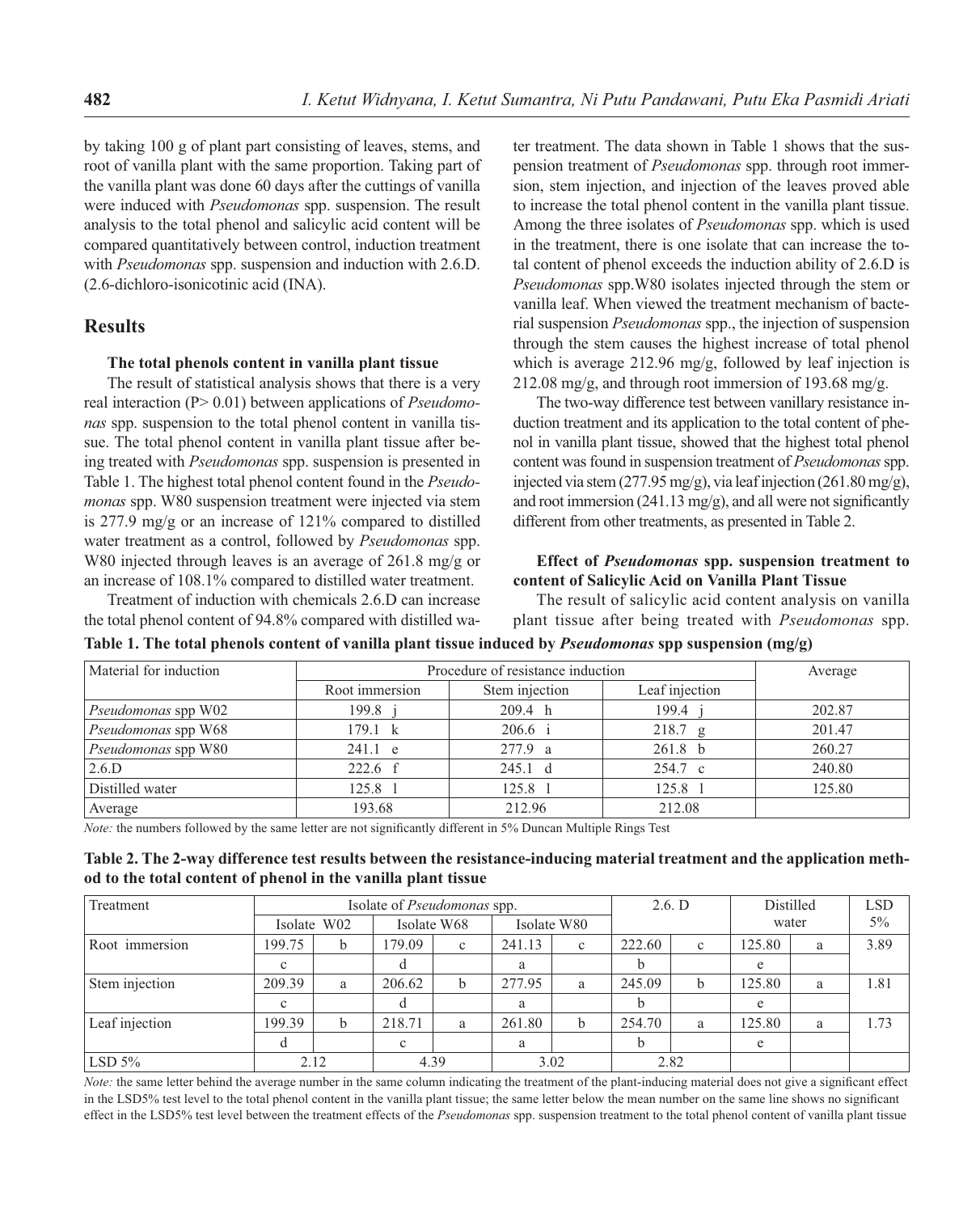by taking 100 g of plant part consisting of leaves, stems, and root of vanilla plant with the same proportion. Taking part of the vanilla plant was done 60 days after the cuttings of vanilla were induced with *Pseudomonas* spp. suspension. The result analysis to the total phenol and salicylic acid content will be compared quantitatively between control, induction treatment with *Pseudomonas* spp. suspension and induction with 2.6.D. (2.6-dichloro-isonicotinic acid (INA).

## Results

### The total phenols content in vanilla plant tissue

The result of statistical analysis shows that there is a very real interaction (P> 0.01) between applications of *Pseudomonas* spp. suspension to the total phenol content in vanilla tissue. The total phenol content in vanilla plant tissue after being treated with *Pseudomonas* spp. suspension is presented in Table 1. The highest total phenol content found in the *Pseudomonas* spp. W80 suspension treatment were injected via stem is 277.9 mg/g or an increase of 121% compared to distilled water treatment as a control, followed by *Pseudomonas* spp. W80 injected through leaves is an average of 261.8 mg/g or an increase of 108.1% compared to distilled water treatment.

Treatment of induction with chemicals 2.6.D can increase the total phenol content of 94.8% compared with distilled water treatment. The data shown in Table 1 shows that the suspension treatment of *Pseudomonas* spp. through root immersion, stem injection, and injection of the leaves proved able to increase the total phenol content in the vanilla plant tissue. Among the three isolates of *Pseudomonas* spp. which is used in the treatment, there is one isolate that can increase the total content of phenol exceeds the induction ability of 2.6.D is *Pseudomonas* spp.W80 isolates injected through the stem or vanilla leaf. When viewed the treatment mechanism of bacterial suspension *Pseudomonas* spp., the injection of suspension through the stem causes the highest increase of total phenol which is average 212.96 mg/g, followed by leaf injection is 212.08 mg/g, and through root immersion of 193.68 mg/g.

The two-way difference test between vanillary resistance induction treatment and its application to the total content of phenol in vanilla plant tissue, showed that the highest total phenol content was found in suspension treatment of *Pseudomonas* spp. injected via stem (277.95 mg/g), via leaf injection (261.80 mg/g), and root immersion (241.13 mg/g), and all were not significantly different from other treatments, as presented in Table 2.

### Effect of *Pseudomonas* spp. suspension treatment to content of Salicylic Acid on Vanilla Plant Tissue

The result of salicylic acid content analysis on vanilla plant tissue after being treated with *Pseudomonas* spp.

**Table 1. The total phenols content of vanilla plant tissue induced by *Pseudomonas* spp suspension (mg/g)**

| Material for induction | Procedure of resistance induction | | | Average |
|---|---|---|---|---|
| | Root immersion | Stem injection | Leaf injection | |
| *Pseudomonas* spp W02 | 199.8 j | 209.4 h | 199.4 j | 202.87 |
| *Pseudomonas* spp W68 | 179.1 k | 206.6 i | 218.7 g | 201.47 |
| *Pseudomonas* spp W80 | 241.1 e | 277.9 a | 261.8 b | 260.27 |
| 2.6.D | 222.6 f | 245.1 d | 254.7 c | 240.80 |
| Distilled water | 125.8 l | 125.8 l | 125.8 l | 125.80 |
| Average | 193.68 | 212.96 | 212.08 | |

*Note:* the numbers followed by the same letter are not significantly different in 5% Duncan Multiple Rings Test

**Table 2. The 2-way difference test results between the resistance-inducing material treatment and the application method to the total content of phenol in the vanilla plant tissue**

| Treatment | Isolate of *Pseudomonas* spp. | | | | | | 2.6. D | | Distilled water | | LSD 5% |
|---|---|---|---|---|---|---|---|---|---|---|---|
| | Isolate W02 | | Isolate W68 | | Isolate W80 | | | | | | |
| Root immersion | 199.75 | b | 179.09 | c | 241.13 | c | 222.60 | c | 125.80 | a | 3.89 |
| | c | | d | | a | | b | | e | | |
| Stem injection | 209.39 | a | 206.62 | b | 277.95 | a | 245.09 | b | 125.80 | a | 1.81 |
| | c | | d | | a | | b | | e | | |
| Leaf injection | 199.39 | b | 218.71 | a | 261.80 | b | 254.70 | a | 125.80 | a | 1.73 |
| | d | | c | | a | | b | | e | | |
| LSD 5% | 2.12 | | 4.39 | | 3.02 | | 2.82 | | | | |

*Note:* the same letter behind the average number in the same column indicating the treatment of the plant-inducing material does not give a significant effect in the LSD5% test level to the total phenol content in the vanilla plant tissue; the same letter below the mean number on the same line shows no significant effect in the LSD5% test level between the treatment effects of the *Pseudomonas* spp. suspension treatment to the total phenol content of vanilla plant tissue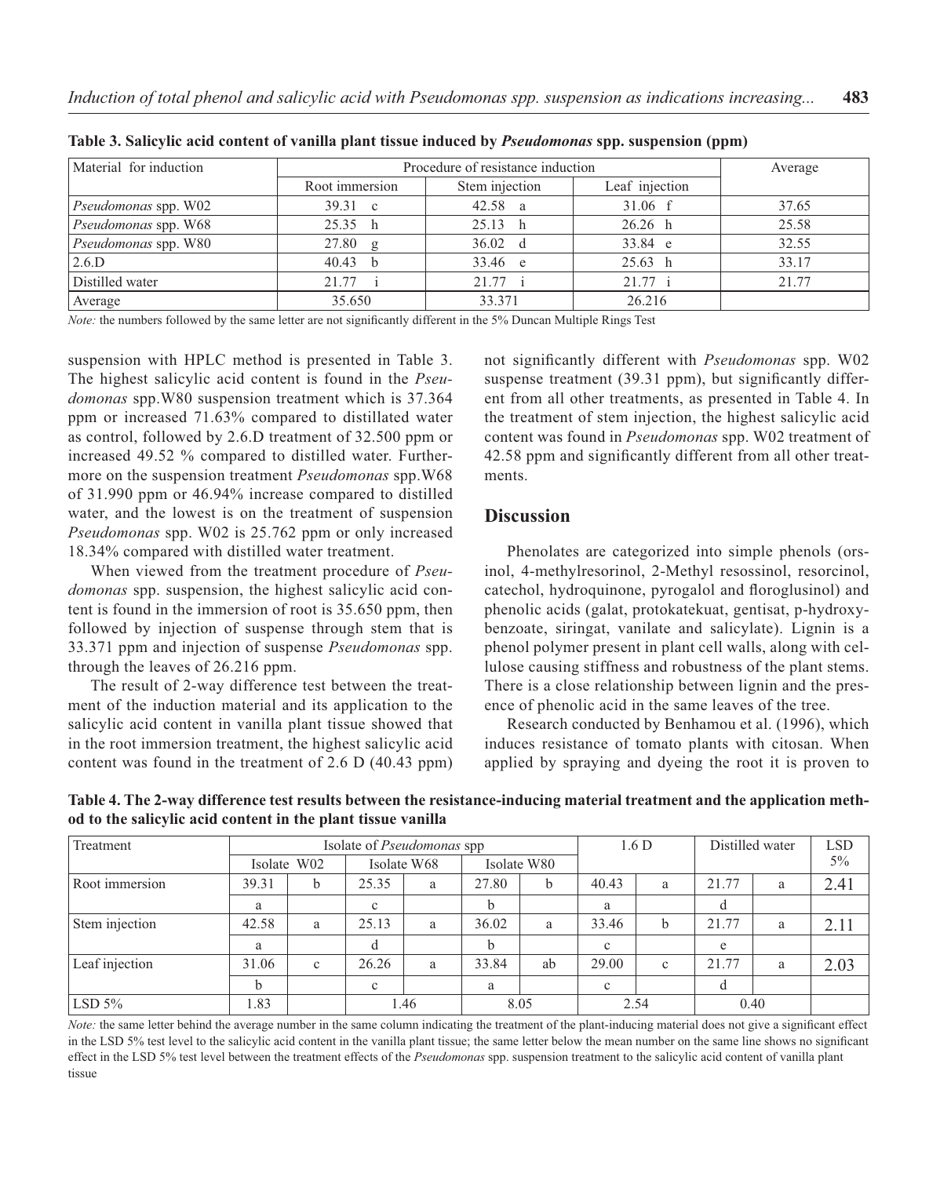**Table 3. Salicylic acid content of vanilla plant tissue induced by *Pseudomonas* spp. suspension (ppm)**

| Material for induction | Procedure of resistance induction | | | Average |
|---|---|---|---|---|
| | Root immersion | Stem injection | Leaf injection | |
| *Pseudomonas* spp. W02 | 39.31 c | 42.58 a | 31.06 f | 37.65 |
| *Pseudomonas* spp. W68 | 25.35 h | 25.13 h | 26.26 h | 25.58 |
| *Pseudomonas* spp. W80 | 27.80 g | 36.02 d | 33.84 e | 32.55 |
| 2.6.D | 40.43 b | 33.46 e | 25.63 h | 33.17 |
| Distilled water | 21.77 i | 21.77 i | 21.77 i | 21.77 |
| Average | 35.650 | 33.371 | 26.216 | |

*Note:* the numbers followed by the same letter are not significantly different in the 5% Duncan Multiple Rings Test

suspension with HPLC method is presented in Table 3. The highest salicylic acid content is found in the *Pseudomonas* spp.W80 suspension treatment which is 37.364 ppm or increased 71.63% compared to distillated water as control, followed by 2.6.D treatment of 32.500 ppm or increased 49.52 % compared to distilled water. Furthermore on the suspension treatment *Pseudomonas* spp.W68 of 31.990 ppm or 46.94% increase compared to distilled water, and the lowest is on the treatment of suspension *Pseudomonas* spp. W02 is 25.762 ppm or only increased 18.34% compared with distilled water treatment.

When viewed from the treatment procedure of *Pseudomonas* spp. suspension, the highest salicylic acid content is found in the immersion of root is 35.650 ppm, then followed by injection of suspense through stem that is 33.371 ppm and injection of suspense *Pseudomonas* spp. through the leaves of 26.216 ppm.

The result of 2-way difference test between the treatment of the induction material and its application to the salicylic acid content in vanilla plant tissue showed that in the root immersion treatment, the highest salicylic acid content was found in the treatment of 2.6 D (40.43 ppm) not significantly different with *Pseudomonas* spp. W02 suspense treatment (39.31 ppm), but significantly different from all other treatments, as presented in Table 4. In the treatment of stem injection, the highest salicylic acid content was found in *Pseudomonas* spp. W02 treatment of 42.58 ppm and significantly different from all other treatments.

## Discussion

Phenolates are categorized into simple phenols (orsinol, 4-methylresorinol, 2-Methyl resossinol, resorcinol, catechol, hydroquinone, pyrogalol and floroglusinol) and phenolic acids (galat, protokatekuat, gentisat, p-hydroxybenzoate, siringat, vanilate and salicylate). Lignin is a phenol polymer present in plant cell walls, along with cellulose causing stiffness and robustness of the plant stems. There is a close relationship between lignin and the presence of phenolic acid in the same leaves of the tree.

Research conducted by Benhamou et al. (1996), which induces resistance of tomato plants with citosan. When applied by spraying and dyeing the root it is proven to

**Table 4. The 2-way difference test results between the resistance-inducing material treatment and the application method to the salicylic acid content in the plant tissue vanilla**

| Treatment | Isolate of *Pseudomonas* spp | | | | | | 1.6 D | | Distilled water | | LSD 5% |
|---|---|---|---|---|---|---|---|---|---|---|---|
| | Isolate W02 | | Isolate W68 | | Isolate W80 | | | | | | |
| Root immersion | 39.31 | b | 25.35 | a | 27.80 | b | 40.43 | a | 21.77 | a | 2.41 |
| | a | | c | | b | | a | | d | | |
| Stem injection | 42.58 | a | 25.13 | a | 36.02 | a | 33.46 | b | 21.77 | a | 2.11 |
| | a | | d | | b | | c | | e | | |
| Leaf injection | 31.06 | c | 26.26 | a | 33.84 | ab | 29.00 | c | 21.77 | a | 2.03 |
| | b | | c | | a | | c | | d | | |
| LSD 5% | 1.83 | | 1.46 | | 8.05 | | 2.54 | | 0.40 | | |

*Note:* the same letter behind the average number in the same column indicating the treatment of the plant-inducing material does not give a significant effect in the LSD 5% test level to the salicylic acid content in the vanilla plant tissue; the same letter below the mean number on the same line shows no significant effect in the LSD 5% test level between the treatment effects of the *Pseudomonas* spp. suspension treatment to the salicylic acid content of vanilla plant tissue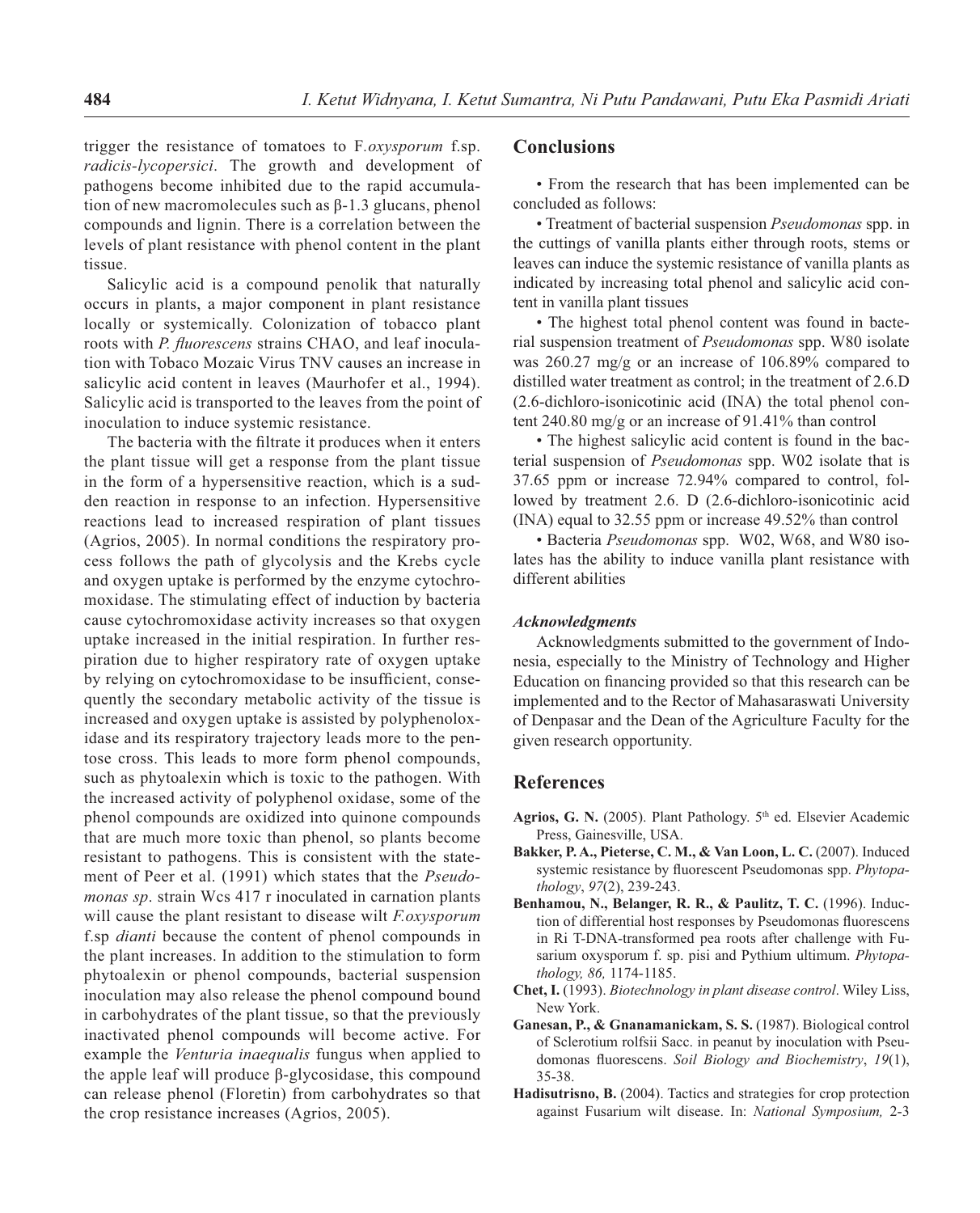trigger the resistance of tomatoes to F.*oxysporum* f.sp. *radicis-lycopersici*. The growth and development of pathogens become inhibited due to the rapid accumulation of new macromolecules such as β-1.3 glucans, phenol compounds and lignin. There is a correlation between the levels of plant resistance with phenol content in the plant tissue.

Salicylic acid is a compound penolik that naturally occurs in plants, a major component in plant resistance locally or systemically. Colonization of tobacco plant roots with *P. fluorescens* strains CHAO, and leaf inoculation with Tobaco Mozaic Virus TNV causes an increase in salicylic acid content in leaves (Maurhofer et al., 1994). Salicylic acid is transported to the leaves from the point of inoculation to induce systemic resistance.

The bacteria with the filtrate it produces when it enters the plant tissue will get a response from the plant tissue in the form of a hypersensitive reaction, which is a sudden reaction in response to an infection. Hypersensitive reactions lead to increased respiration of plant tissues (Agrios, 2005). In normal conditions the respiratory process follows the path of glycolysis and the Krebs cycle and oxygen uptake is performed by the enzyme cytochromoxidase. The stimulating effect of induction by bacteria cause cytochromoxidase activity increases so that oxygen uptake increased in the initial respiration. In further respiration due to higher respiratory rate of oxygen uptake by relying on cytochromoxidase to be insufficient, consequently the secondary metabolic activity of the tissue is increased and oxygen uptake is assisted by polyphenoloxidase and its respiratory trajectory leads more to the pentose cross. This leads to more form phenol compounds, such as phytoalexin which is toxic to the pathogen. With the increased activity of polyphenol oxidase, some of the phenol compounds are oxidized into quinone compounds that are much more toxic than phenol, so plants become resistant to pathogens. This is consistent with the statement of Peer et al. (1991) which states that the *Pseudomonas sp*. strain Wcs 417 r inoculated in carnation plants will cause the plant resistant to disease wilt *F.oxysporum* f.sp *dianti* because the content of phenol compounds in the plant increases. In addition to the stimulation to form phytoalexin or phenol compounds, bacterial suspension inoculation may also release the phenol compound bound in carbohydrates of the plant tissue, so that the previously inactivated phenol compounds will become active. For example the *Venturia inaequalis* fungus when applied to the apple leaf will produce β-glycosidase, this compound can release phenol (Floretin) from carbohydrates so that the crop resistance increases (Agrios, 2005).

## Conclusions

- From the research that has been implemented can be concluded as follows:
- Treatment of bacterial suspension *Pseudomonas* spp. in the cuttings of vanilla plants either through roots, stems or leaves can induce the systemic resistance of vanilla plants as indicated by increasing total phenol and salicylic acid content in vanilla plant tissues
- The highest total phenol content was found in bacterial suspension treatment of *Pseudomonas* spp. W80 isolate was 260.27 mg/g or an increase of 106.89% compared to distilled water treatment as control; in the treatment of 2.6.D (2.6-dichloro-isonicotinic acid (INA) the total phenol content 240.80 mg/g or an increase of 91.41% than control
- The highest salicylic acid content is found in the bacterial suspension of *Pseudomonas* spp. W02 isolate that is 37.65 ppm or increase 72.94% compared to control, followed by treatment 2.6. D (2.6-dichloro-isonicotinic acid (INA) equal to 32.55 ppm or increase 49.52% than control
- Bacteria *Pseudomonas* spp. W02, W68, and W80 isolates has the ability to induce vanilla plant resistance with different abilities

### *Acknowledgments*

Acknowledgments submitted to the government of Indonesia, especially to the Ministry of Technology and Higher Education on financing provided so that this research can be implemented and to the Rector of Mahasaraswati University of Denpasar and the Dean of the Agriculture Faculty for the given research opportunity.

## References

**Agrios, G. N.** (2005). Plant Pathology. 5th ed. Elsevier Academic Press, Gainesville, USA.

**Bakker, P. A., Pieterse, C. M., & Van Loon, L. C.** (2007). Induced systemic resistance by fluorescent Pseudomonas spp. *Phytopathology*, *97*(2), 239-243.

**Benhamou, N., Belanger, R. R., & Paulitz, T. C.** (1996). Induction of differential host responses by Pseudomonas fluorescens in Ri T-DNA-transformed pea roots after challenge with Fusarium oxysporum f. sp. pisi and Pythium ultimum. *Phytopathology, 86,* 1174-1185.

**Chet, I.** (1993). *Biotechnology in plant disease control*. Wiley Liss, New York.

**Ganesan, P., & Gnanamanickam, S. S.** (1987). Biological control of Sclerotium rolfsii Sacc. in peanut by inoculation with Pseudomonas fluorescens. *Soil Biology and Biochemistry*, *19*(1), 35-38.

**Hadisutrisno, B.** (2004). Tactics and strategies for crop protection against Fusarium wilt disease. In: *National Symposium,* 2-3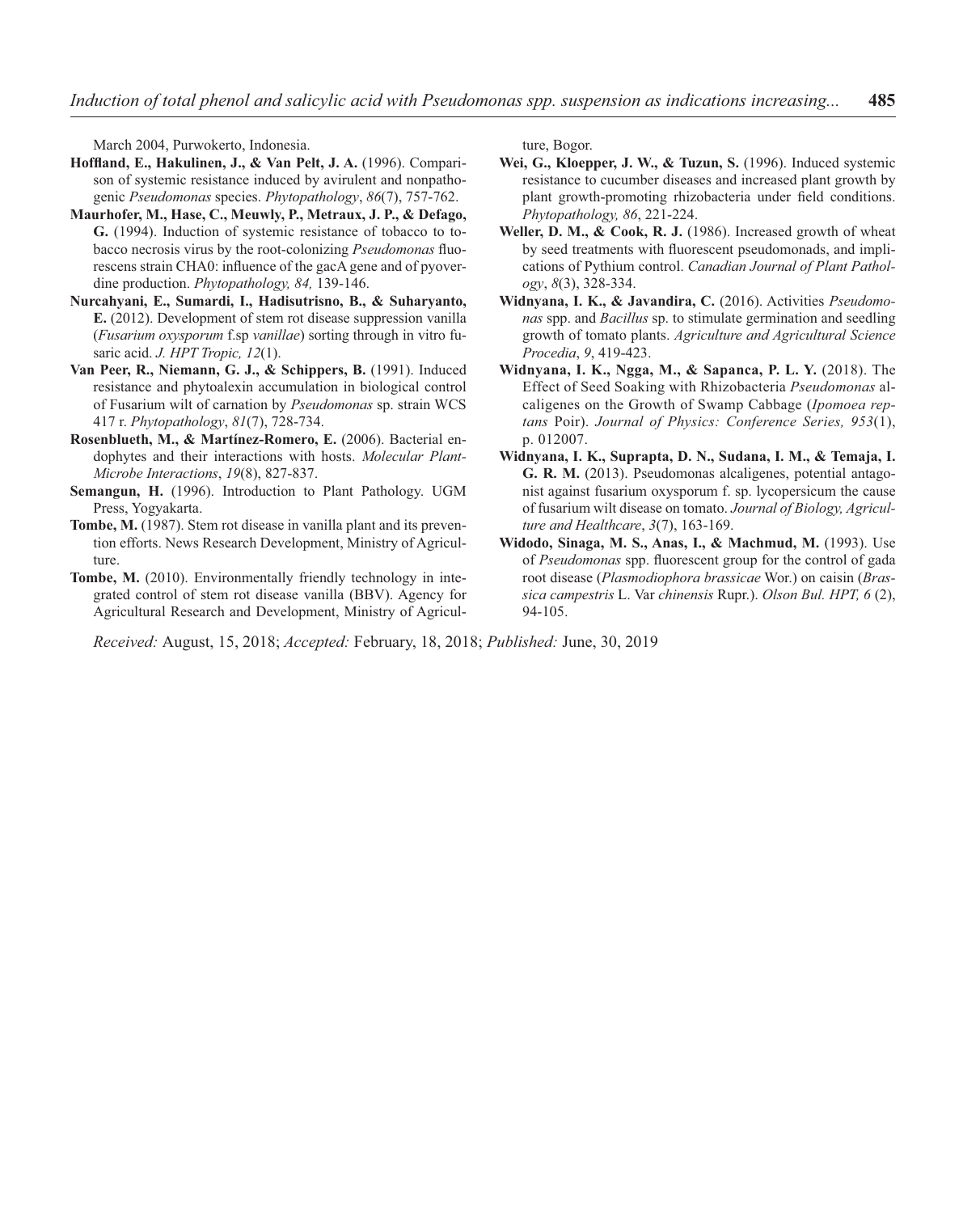March 2004, Purwokerto, Indonesia.

**Hoffland, E., Hakulinen, J., & Van Pelt, J. A.** (1996). Comparison of systemic resistance induced by avirulent and nonpathogenic *Pseudomonas* species. *Phytopathology*, *86*(7), 757-762.

**Maurhofer, M., Hase, C., Meuwly, P., Metraux, J. P., & Defago, G.** (1994). Induction of systemic resistance of tobacco to tobacco necrosis virus by the root-colonizing *Pseudomonas* fluorescens strain CHA0: influence of the gacA gene and of pyoverdine production. *Phytopathology, 84,* 139-146.

**Nurcahyani, E., Sumardi, I., Hadisutrisno, B., & Suharyanto, E.** (2012). Development of stem rot disease suppression vanilla (*Fusarium oxysporum* f.sp *vanillae*) sorting through in vitro fusaric acid. *J. HPT Tropic, 12*(1).

**Van Peer, R., Niemann, G. J., & Schippers, B.** (1991). Induced resistance and phytoalexin accumulation in biological control of Fusarium wilt of carnation by *Pseudomonas* sp. strain WCS 417 r. *Phytopathology*, *81*(7), 728-734.

**Rosenblueth, M., & Martínez-Romero, E.** (2006). Bacterial endophytes and their interactions with hosts. *Molecular Plant-Microbe Interactions*, *19*(8), 827-837.

**Semangun, H.** (1996). Introduction to Plant Pathology. UGM Press, Yogyakarta.

**Tombe, M.** (1987). Stem rot disease in vanilla plant and its prevention efforts. News Research Development, Ministry of Agriculture.

**Tombe, M.** (2010). Environmentally friendly technology in integrated control of stem rot disease vanilla (BBV). Agency for Agricultural Research and Development, Ministry of Agriculture, Bogor.

**Wei, G., Kloepper, J. W., & Tuzun, S.** (1996). Induced systemic resistance to cucumber diseases and increased plant growth by plant growth-promoting rhizobacteria under field conditions. *Phytopathology, 86*, 221-224.

**Weller, D. M., & Cook, R. J.** (1986). Increased growth of wheat by seed treatments with fluorescent pseudomonads, and implications of Pythium control. *Canadian Journal of Plant Pathology*, *8*(3), 328-334.

**Widnyana, I. K., & Javandira, C.** (2016). Activities *Pseudomonas* spp. and *Bacillus* sp. to stimulate germination and seedling growth of tomato plants. *Agriculture and Agricultural Science Procedia*, *9*, 419-423.

**Widnyana, I. K., Ngga, M., & Sapanca, P. L. Y.** (2018). The Effect of Seed Soaking with Rhizobacteria *Pseudomonas* alcaligenes on the Growth of Swamp Cabbage (*Ipomoea reptans* Poir). *Journal of Physics: Conference Series, 953*(1), p. 012007.

**Widnyana, I. K., Suprapta, D. N., Sudana, I. M., & Temaja, I. G. R. M.** (2013). Pseudomonas alcaligenes, potential antagonist against fusarium oxysporum f. sp. lycopersicum the cause of fusarium wilt disease on tomato. *Journal of Biology, Agriculture and Healthcare*, *3*(7), 163-169.

**Widodo, Sinaga, M. S., Anas, I., & Machmud, M.** (1993). Use of *Pseudomonas* spp. fluorescent group for the control of gada root disease (*Plasmodiophora brassicae* Wor.) on caisin (*Brassica campestris* L. Var *chinensis* Rupr.). *Olson Bul. HPT, 6* (2), 94-105.

*Received:* August, 15, 2018; *Accepted:* February, 18, 2018; *Published:* June, 30, 2019